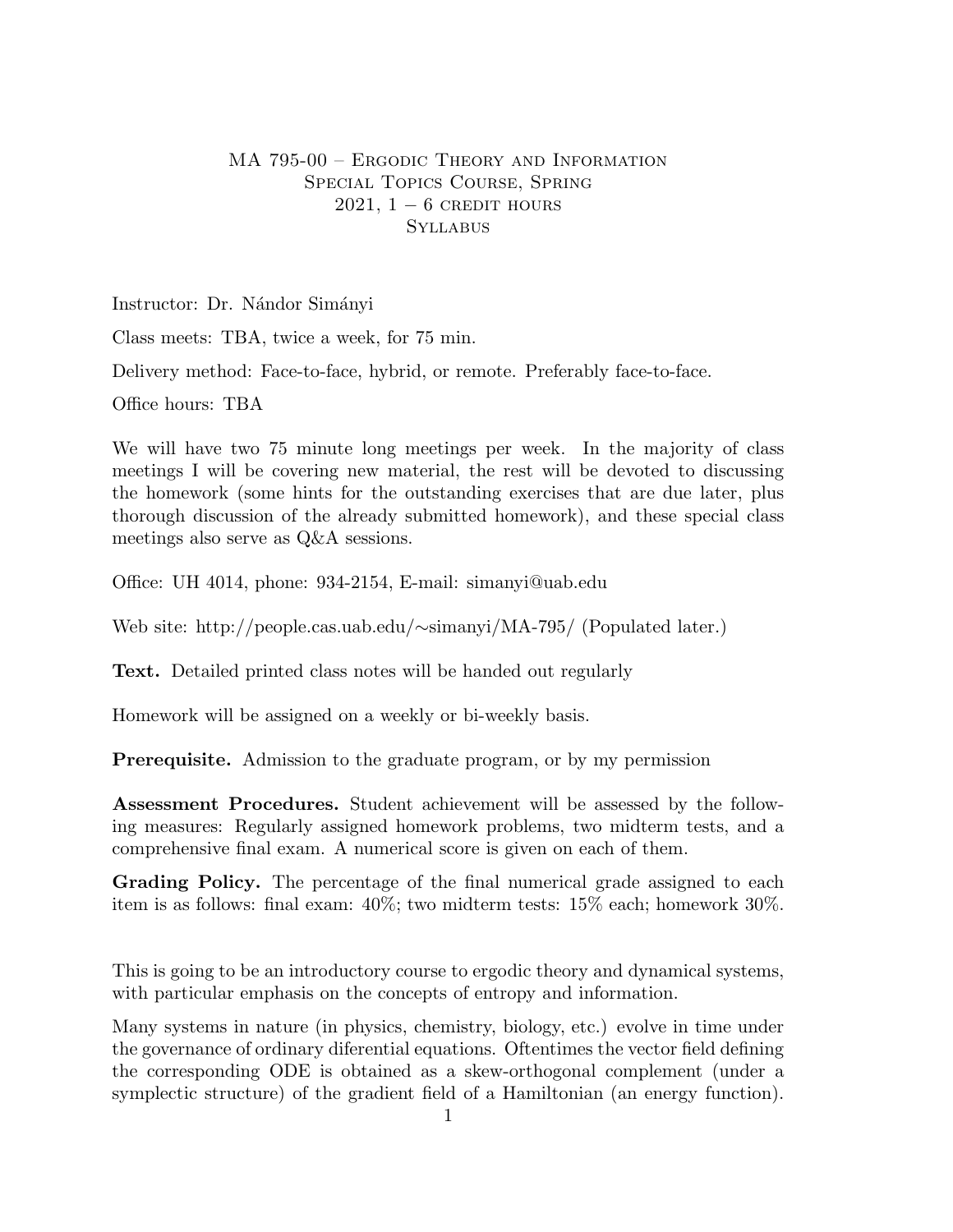# MA 795-00 – Ergodic Theory and Information
## Special Topics Course, Spring 2021, $1 - 6$ credit hours
## Syllabus

Instructor: Dr. Nándor Simányi

Class meets: TBA, twice a week, for 75 min.

Delivery method: Face-to-face, hybrid, or remote. Preferably face-to-face.

Office hours: TBA

We will have two 75 minute long meetings per week. In the majority of class meetings I will be covering new material, the rest will be devoted to discussing the homework (some hints for the outstanding exercises that are due later, plus thorough discussion of the already submitted homework), and these special class meetings also serve as Q&A sessions.

Office: UH 4014, phone: 934-2154, E-mail: simanyi@uab.edu

Web site: http://people.cas.uab.edu/∼simanyi/MA-795/ (Populated later.)

**Text.** Detailed printed class notes will be handed out regularly

Homework will be assigned on a weekly or bi-weekly basis.

**Prerequisite.** Admission to the graduate program, or by my permission

**Assessment Procedures.** Student achievement will be assessed by the following measures: Regularly assigned homework problems, two midterm tests, and a comprehensive final exam. A numerical score is given on each of them.

**Grading Policy.** The percentage of the final numerical grade assigned to each item is as follows: final exam: 40%; two midterm tests: 15% each; homework 30%.

This is going to be an introductory course to ergodic theory and dynamical systems, with particular emphasis on the concepts of entropy and information.

Many systems in nature (in physics, chemistry, biology, etc.) evolve in time under the governance of ordinary diferential equations. Oftentimes the vector field defining the corresponding ODE is obtained as a skew-orthogonal complement (under a symplectic structure) of the gradient field of a Hamiltonian (an energy function).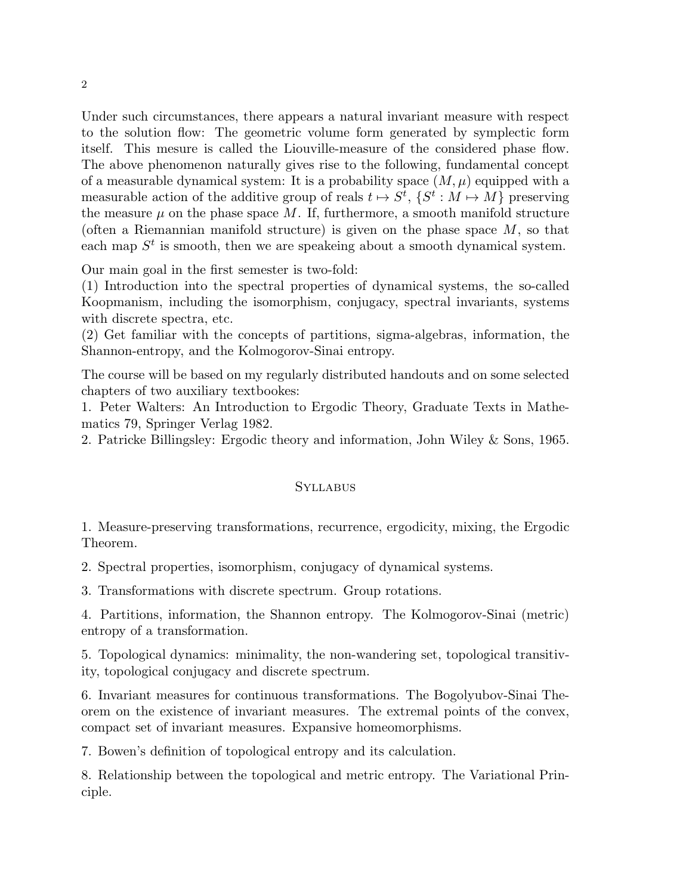Under such circumstances, there appears a natural invariant measure with respect to the solution flow: The geometric volume form generated by symplectic form itself. This mesure is called the Liouville-measure of the considered phase flow. The above phenomenon naturally gives rise to the following, fundamental concept of a measurable dynamical system: It is a probability space $(M, \mu)$ equipped with a measurable action of the additive group of reals $t \mapsto S^t$, $\{S^t : M \mapsto M\}$ preserving the measure $\mu$ on the phase space $M$. If, furthermore, a smooth manifold structure (often a Riemannian manifold structure) is given on the phase space $M$, so that each map $S^t$ is smooth, then we are speakeing about a smooth dynamical system.

Our main goal in the first semester is two-fold:
(1) Introduction into the spectral properties of dynamical systems, the so-called Koopmanism, including the isomorphism, conjugacy, spectral invariants, systems with discrete spectra, etc.
(2) Get familiar with the concepts of partitions, sigma-algebras, information, the Shannon-entropy, and the Kolmogorov-Sinai entropy.

The course will be based on my regularly distributed handouts and on some selected chapters of two auxiliary textbookes:
1. Peter Walters: An Introduction to Ergodic Theory, Graduate Texts in Mathematics 79, Springer Verlag 1982.
2. Patricke Billingsley: Ergodic theory and information, John Wiley & Sons, 1965.

## Syllabus

1. Measure-preserving transformations, recurrence, ergodicity, mixing, the Ergodic Theorem.

2. Spectral properties, isomorphism, conjugacy of dynamical systems.

3. Transformations with discrete spectrum. Group rotations.

4. Partitions, information, the Shannon entropy. The Kolmogorov-Sinai (metric) entropy of a transformation.

5. Topological dynamics: minimality, the non-wandering set, topological transitivity, topological conjugacy and discrete spectrum.

6. Invariant measures for continuous transformations. The Bogolyubov-Sinai Theorem on the existence of invariant measures. The extremal points of the convex, compact set of invariant measures. Expansive homeomorphisms.

7. Bowen's definition of topological entropy and its calculation.

8. Relationship between the topological and metric entropy. The Variational Principle.